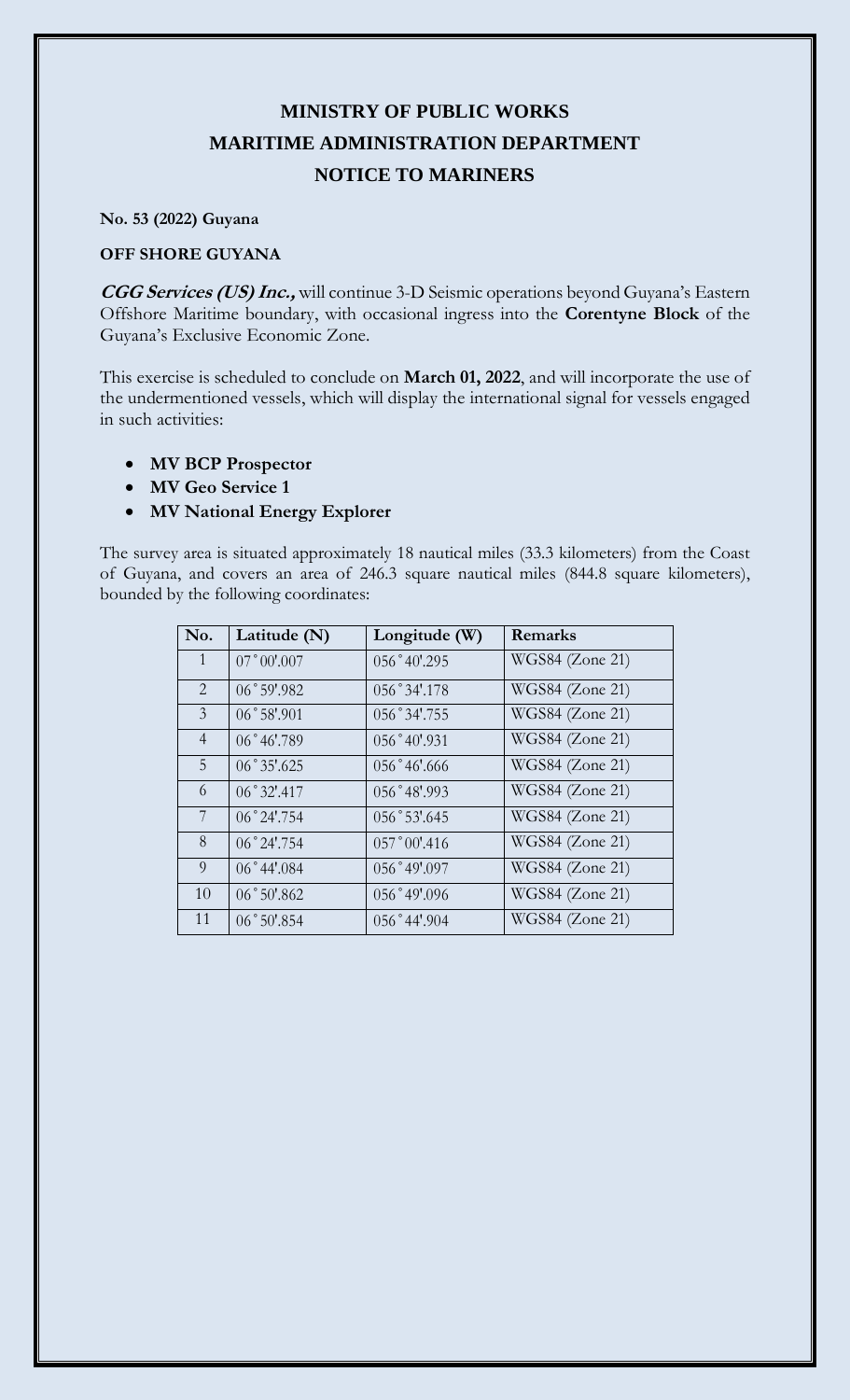# MINISTRY OF PUBLIC WORKS
# MARITIME ADMINISTRATION DEPARTMENT
# NOTICE TO MARINERS

**No. 53 (2022) Guyana**

**OFF SHORE GUYANA**

***CGG Services (US) Inc.,*** will continue 3-D Seismic operations beyond Guyana's Eastern Offshore Maritime boundary, with occasional ingress into the **Corentyne Block** of the Guyana's Exclusive Economic Zone.

This exercise is scheduled to conclude on **March 01, 2022**, and will incorporate the use of the undermentioned vessels, which will display the international signal for vessels engaged in such activities:

- **MV BCP Prospector**
- **MV Geo Service 1**
- **MV National Energy Explorer**

The survey area is situated approximately 18 nautical miles (33.3 kilometers) from the Coast of Guyana, and covers an area of 246.3 square nautical miles (844.8 square kilometers), bounded by the following coordinates:

| No. | Latitude (N) | Longitude (W) | Remarks |
|---|---|---|---|
| 1 | 07˚00'.007 | 056˚40'.295 | WGS84 (Zone 21) |
| 2 | 06˚59'.982 | 056˚34'.178 | WGS84 (Zone 21) |
| 3 | 06˚58'.901 | 056˚34'.755 | WGS84 (Zone 21) |
| 4 | 06˚46'.789 | 056˚40'.931 | WGS84 (Zone 21) |
| 5 | 06˚35'.625 | 056˚46'.666 | WGS84 (Zone 21) |
| 6 | 06˚32'.417 | 056˚48'.993 | WGS84 (Zone 21) |
| 7 | 06˚24'.754 | 056˚53'.645 | WGS84 (Zone 21) |
| 8 | 06˚24'.754 | 057˚00'.416 | WGS84 (Zone 21) |
| 9 | 06˚44'.084 | 056˚49'.097 | WGS84 (Zone 21) |
| 10 | 06˚50'.862 | 056˚49'.096 | WGS84 (Zone 21) |
| 11 | 06˚50'.854 | 056˚44'.904 | WGS84 (Zone 21) |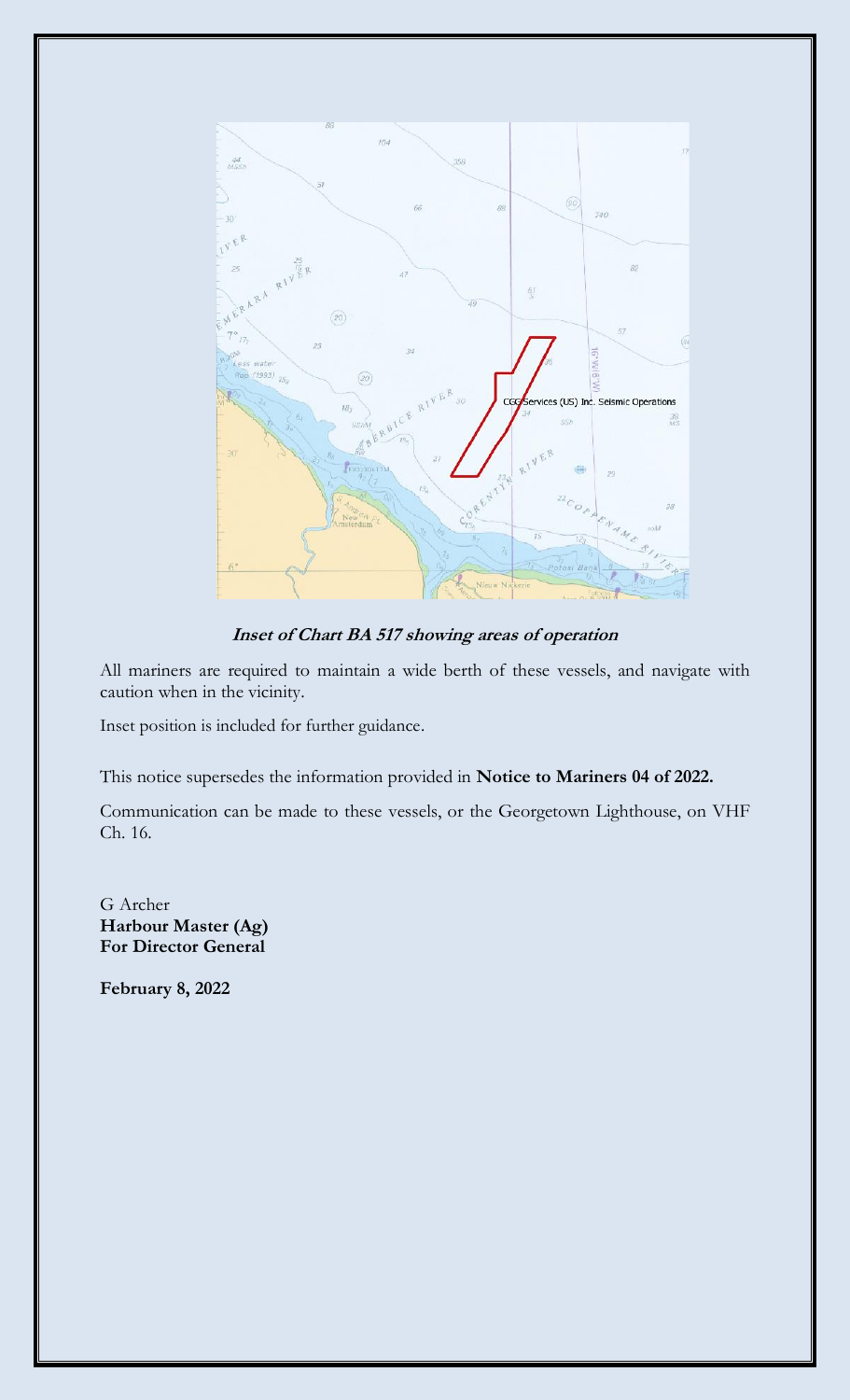***Inset of Chart BA 517 showing areas of operation***

All mariners are required to maintain a wide berth of these vessels, and navigate with caution when in the vicinity.

Inset position is included for further guidance.

This notice supersedes the information provided in **Notice to Mariners 04 of 2022.**

Communication can be made to these vessels, or the Georgetown Lighthouse, on VHF Ch. 16.

G Archer
**Harbour Master (Ag)**
**For Director General**

**February 8, 2022**